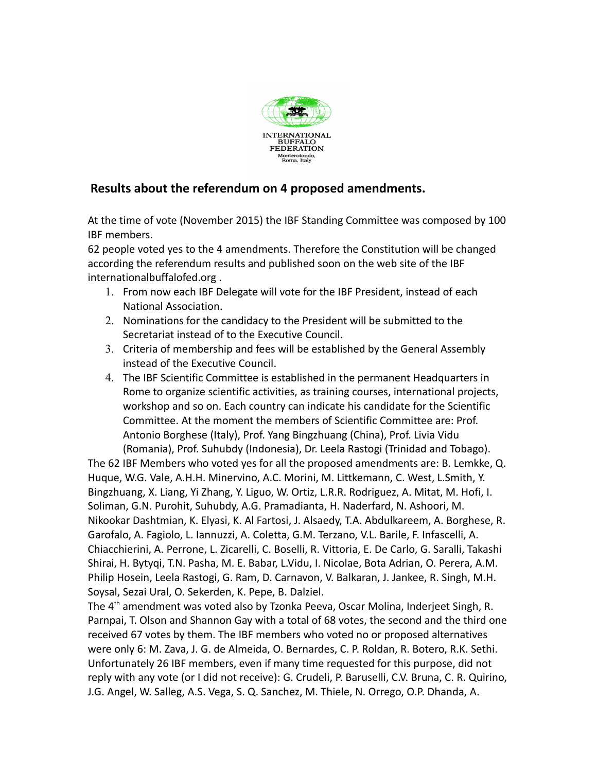INTERNATIONAL BUFFALO FEDERATION
Monterotondo, Roma, Italy

## Results about the referendum on 4 proposed amendments.

At the time of vote (November 2015) the IBF Standing Committee was composed by 100 IBF members.

62 people voted yes to the 4 amendments. Therefore the Constitution will be changed according the referendum results and published soon on the web site of the IBF internationalbuffalofed.org .

1. From now each IBF Delegate will vote for the IBF President, instead of each National Association.
2. Nominations for the candidacy to the President will be submitted to the Secretariat instead of to the Executive Council.
3. Criteria of membership and fees will be established by the General Assembly instead of the Executive Council.
4. The IBF Scientific Committee is established in the permanent Headquarters in Rome to organize scientific activities, as training courses, international projects, workshop and so on. Each country can indicate his candidate for the Scientific Committee. At the moment the members of Scientific Committee are: Prof. Antonio Borghese (Italy), Prof. Yang Bingzhuang (China), Prof. Livia Vidu (Romania), Prof. Suhubdy (Indonesia), Dr. Leela Rastogi (Trinidad and Tobago).

The 62 IBF Members who voted yes for all the proposed amendments are: B. Lemkke, Q. Huque, W.G. Vale, A.H.H. Minervino, A.C. Morini, M. Littkemann, C. West, L.Smith, Y. Bingzhuang, X. Liang, Yi Zhang, Y. Liguo, W. Ortiz, L.R.R. Rodriguez, A. Mitat, M. Hofi, I. Soliman, G.N. Purohit, Suhubdy, A.G. Pramadianta, H. Naderfard, N. Ashoori, M. Nikookar Dashtmian, K. Elyasi, K. Al Fartosi, J. Alsaedy, T.A. Abdulkareem, A. Borghese, R. Garofalo, A. Fagiolo, L. Iannuzzi, A. Coletta, G.M. Terzano, V.L. Barile, F. Infascelli, A. Chiacchierini, A. Perrone, L. Zicarelli, C. Boselli, R. Vittoria, E. De Carlo, G. Saralli, Takashi Shirai, H. Bytyqi, T.N. Pasha, M. E. Babar, L.Vidu, I. Nicolae, Bota Adrian, O. Perera, A.M. Philip Hosein, Leela Rastogi, G. Ram, D. Carnavon, V. Balkaran, J. Jankee, R. Singh, M.H. Soysal, Sezai Ural, O. Sekerden, K. Pepe, B. Dalziel.

The 4th amendment was voted also by Tzonka Peeva, Oscar Molina, Inderjeet Singh, R. Parnpai, T. Olson and Shannon Gay with a total of 68 votes, the second and the third one received 67 votes by them. The IBF members who voted no or proposed alternatives were only 6: M. Zava, J. G. de Almeida, O. Bernardes, C. P. Roldan, R. Botero, R.K. Sethi. Unfortunately 26 IBF members, even if many time requested for this purpose, did not reply with any vote (or I did not receive): G. Crudeli, P. Baruselli, C.V. Bruna, C. R. Quirino, J.G. Angel, W. Salleg, A.S. Vega, S. Q. Sanchez, M. Thiele, N. Orrego, O.P. Dhanda, A.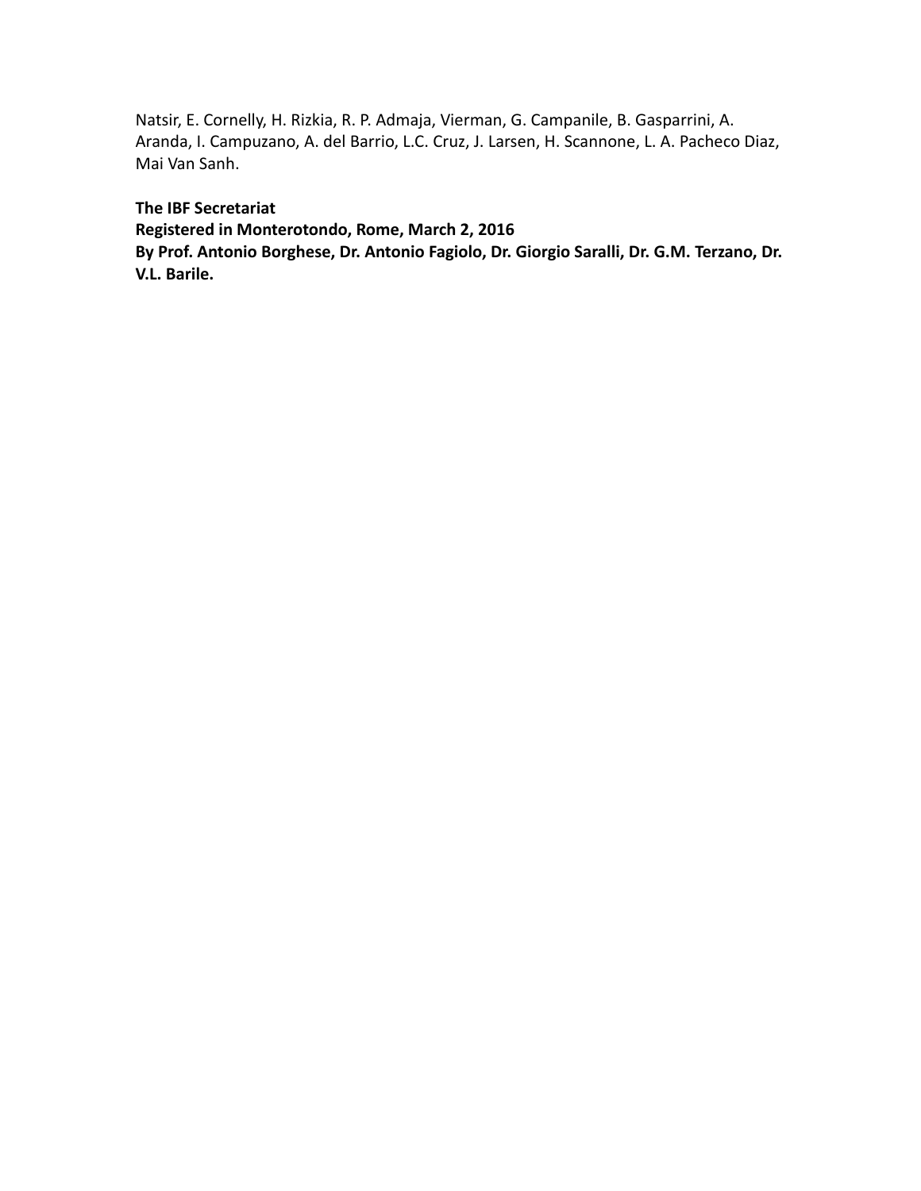Natsir, E. Cornelly, H. Rizkia, R. P. Admaja, Vierman, G. Campanile, B. Gasparrini, A. Aranda, I. Campuzano, A. del Barrio, L.C. Cruz, J. Larsen, H. Scannone, L. A. Pacheco Diaz, Mai Van Sanh.

**The IBF Secretariat**
**Registered in Monterotondo, Rome, March 2, 2016**
**By Prof. Antonio Borghese, Dr. Antonio Fagiolo, Dr. Giorgio Saralli, Dr. G.M. Terzano, Dr. V.L. Barile.**